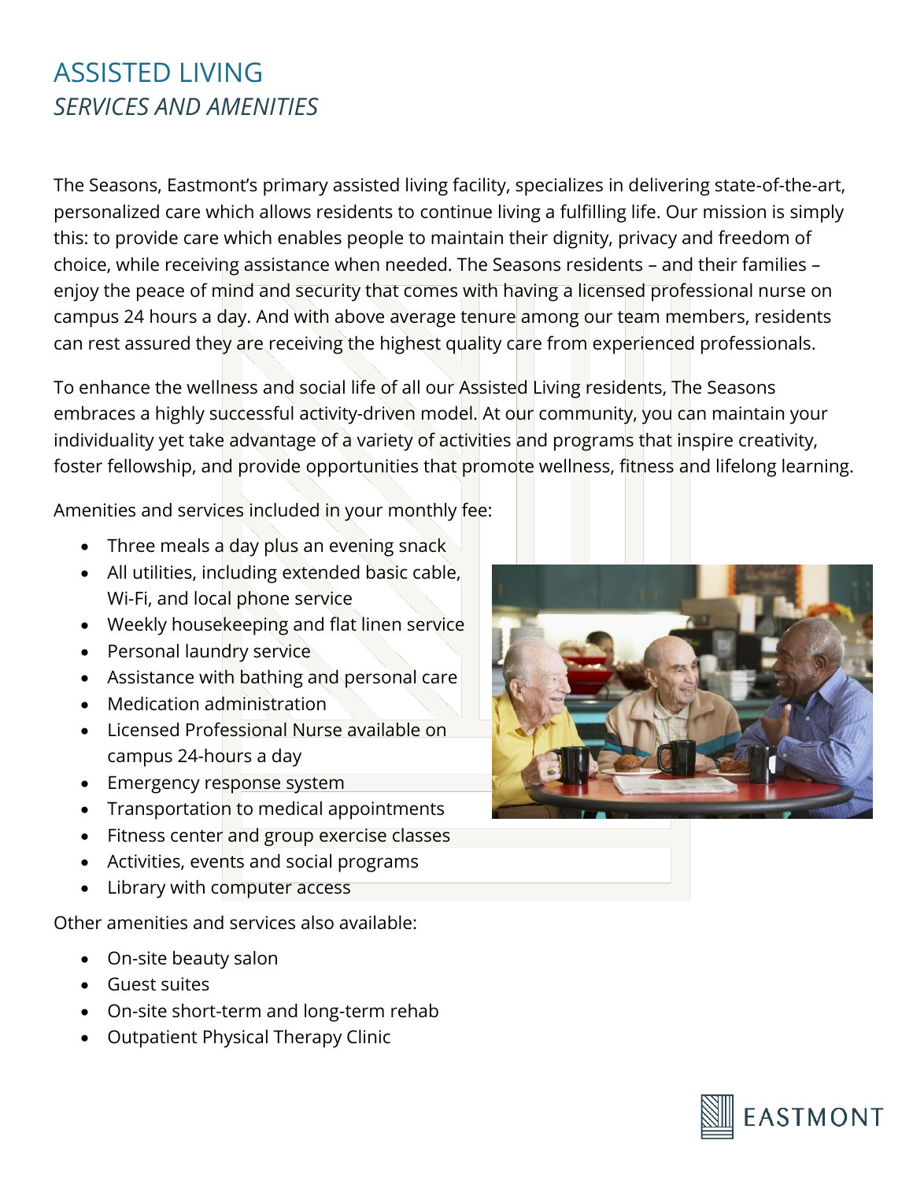# ASSISTED LIVING

## *SERVICES AND AMENITIES*

The Seasons, Eastmont's primary assisted living facility, specializes in delivering state-of-the-art, personalized care which allows residents to continue living a fulfilling life. Our mission is simply this: to provide care which enables people to maintain their dignity, privacy and freedom of choice, while receiving assistance when needed. The Seasons residents – and their families – enjoy the peace of mind and security that comes with having a licensed professional nurse on campus 24 hours a day. And with above average tenure among our team members, residents can rest assured they are receiving the highest quality care from experienced professionals.

To enhance the wellness and social life of all our Assisted Living residents, The Seasons embraces a highly successful activity-driven model. At our community, you can maintain your individuality yet take advantage of a variety of activities and programs that inspire creativity, foster fellowship, and provide opportunities that promote wellness, fitness and lifelong learning.

Amenities and services included in your monthly fee:

- Three meals a day plus an evening snack
- All utilities, including extended basic cable, Wi-Fi, and local phone service
- Weekly housekeeping and flat linen service
- Personal laundry service
- Assistance with bathing and personal care
- Medication administration
- Licensed Professional Nurse available on campus 24-hours a day
- Emergency response system
- Transportation to medical appointments
- Fitness center and group exercise classes
- Activities, events and social programs
- Library with computer access

Other amenities and services also available:

- On-site beauty salon
- Guest suites
- On-site short-term and long-term rehab
- Outpatient Physical Therapy Clinic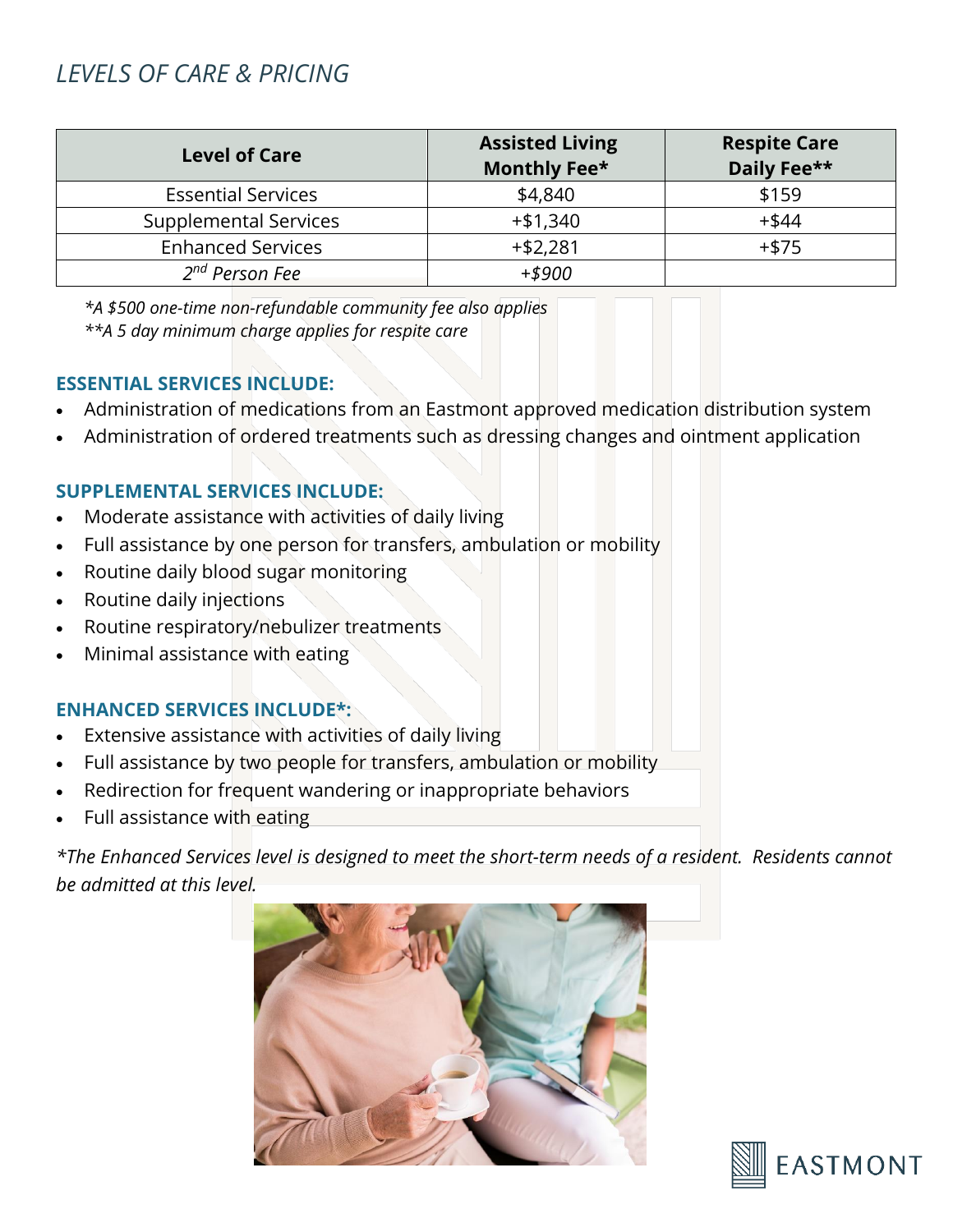# *LEVELS OF CARE & PRICING*

| Level of Care | Assisted Living Monthly Fee* | Respite Care Daily Fee** |
|---|---|---|
| Essential Services | $4,840 | $159 |
| Supplemental Services | +$1,340 | +$44 |
| Enhanced Services | +$2,281 | +$75 |
| *2nd Person Fee* | *+$900* | |

*\*A $500 one-time non-refundable community fee also applies*
*\*\*A 5 day minimum charge applies for respite care*

### ESSENTIAL SERVICES INCLUDE:

- Administration of medications from an Eastmont approved medication distribution system
- Administration of ordered treatments such as dressing changes and ointment application

### SUPPLEMENTAL SERVICES INCLUDE:

- Moderate assistance with activities of daily living
- Full assistance by one person for transfers, ambulation or mobility
- Routine daily blood sugar monitoring
- Routine daily injections
- Routine respiratory/nebulizer treatments
- Minimal assistance with eating

### ENHANCED SERVICES INCLUDE*:

- Extensive assistance with activities of daily living
- Full assistance by two people for transfers, ambulation or mobility
- Redirection for frequent wandering or inappropriate behaviors
- Full assistance with eating

*\*The Enhanced Services level is designed to meet the short-term needs of a resident. Residents cannot be admitted at this level.*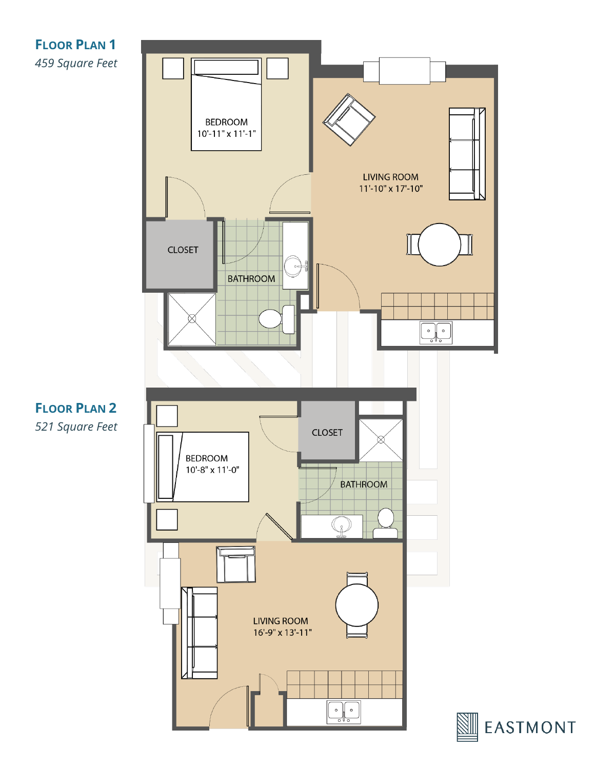## Floor Plan 1

*459 Square Feet*

BEDROOM
10'-11" x 11'-1"

LIVING ROOM
11'-10" x 17'-10"

CLOSET

BATHROOM

## Floor Plan 2

*521 Square Feet*

BEDROOM
10'-8" x 11'-0"

CLOSET

BATHROOM

LIVING ROOM
16'-9" x 13'-11"

EASTMONT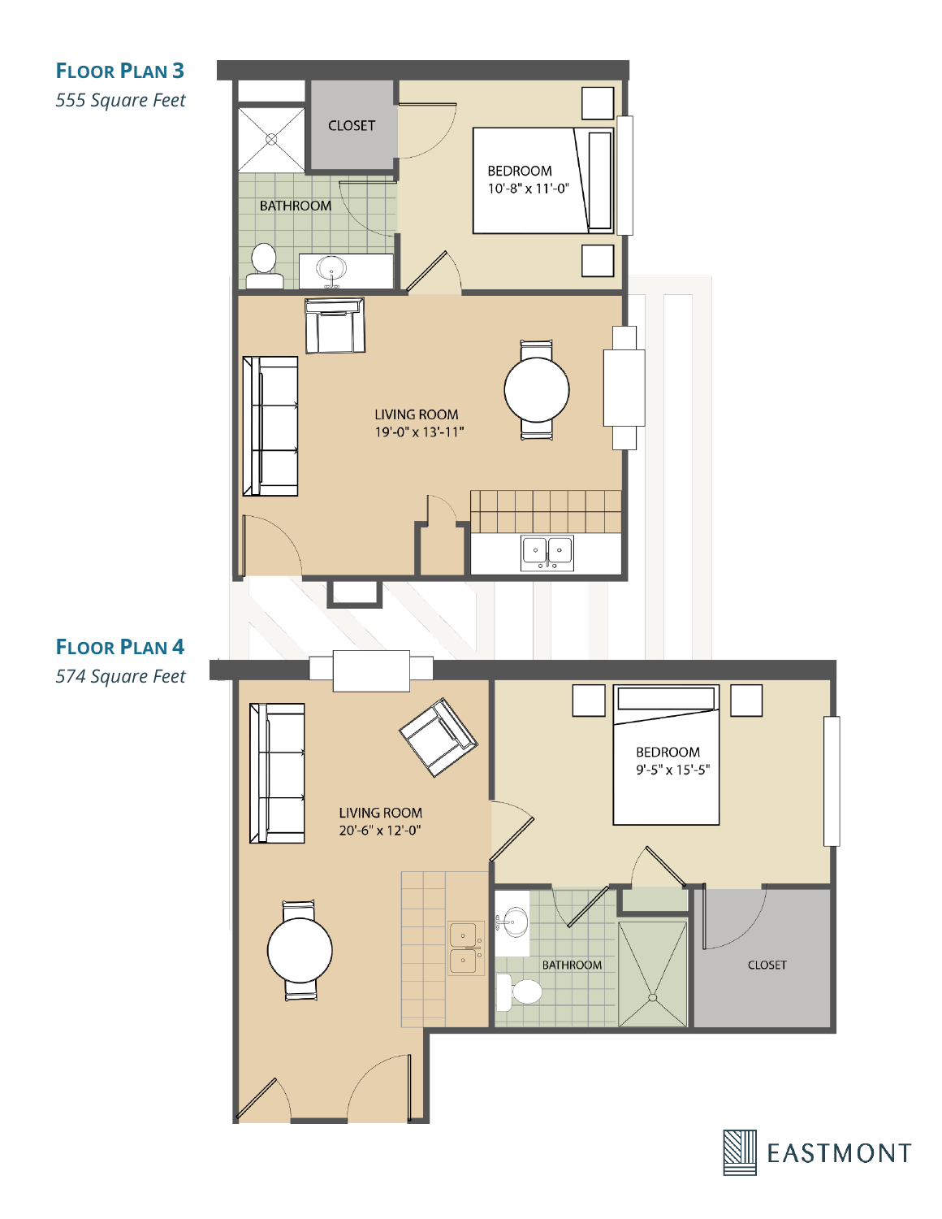## Floor Plan 3

*555 Square Feet*

CLOSET

BEDROOM
10'-8" x 11'-0"

BATHROOM

LIVING ROOM
19'-0" x 13'-11"

## Floor Plan 4

*574 Square Feet*

BEDROOM
9'-5" x 15'-5"

LIVING ROOM
20'-6" x 12'-0"

BATHROOM

CLOSET

EASTMONT